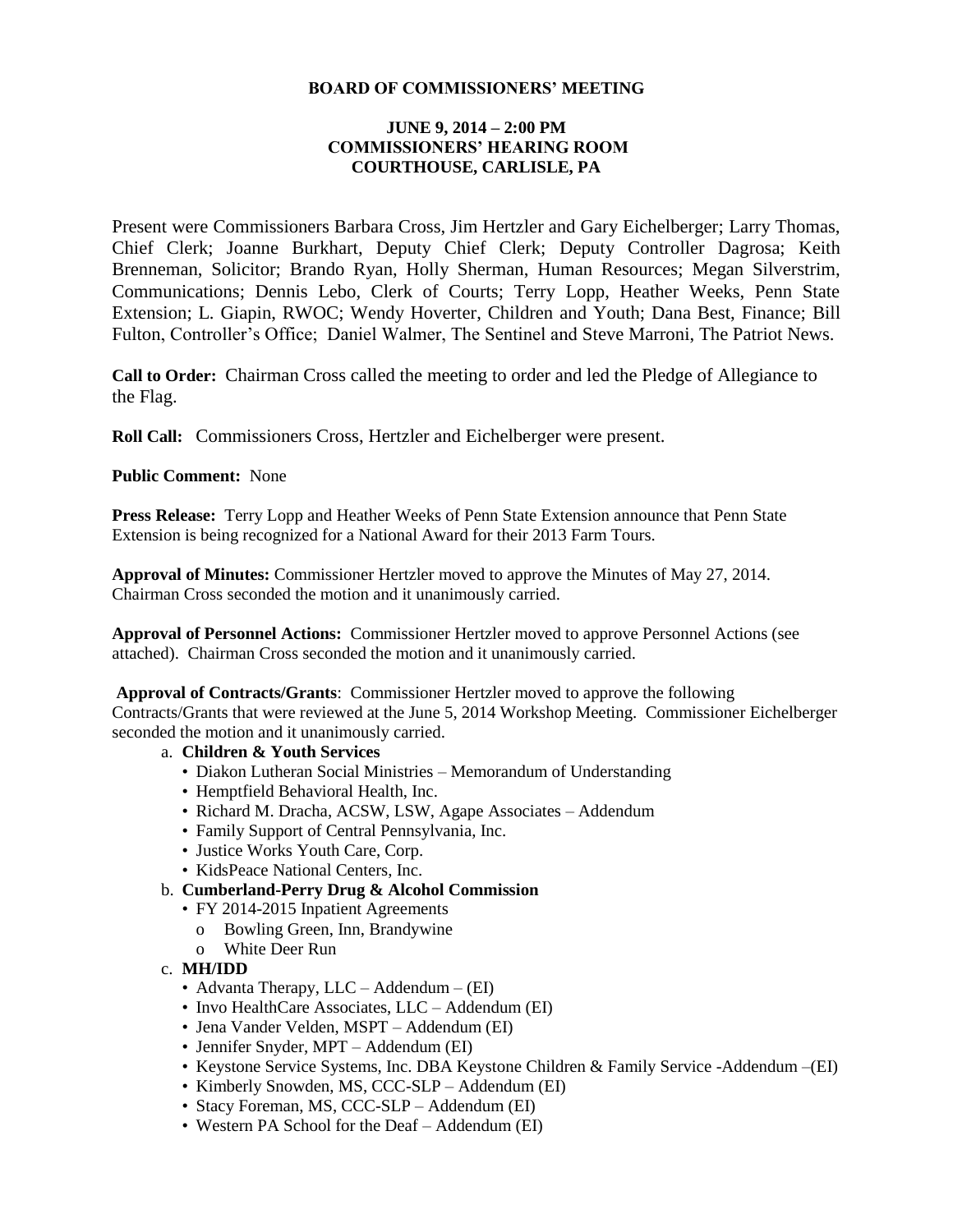**BOARD OF COMMISSIONERS' MEETING**

**JUNE 9, 2014 – 2:00 PM**
**COMMISSIONERS' HEARING ROOM**
**COURTHOUSE, CARLISLE, PA**

Present were Commissioners Barbara Cross, Jim Hertzler and Gary Eichelberger; Larry Thomas, Chief Clerk; Joanne Burkhart, Deputy Chief Clerk; Deputy Controller Dagrosa; Keith Brenneman, Solicitor; Brando Ryan, Holly Sherman, Human Resources; Megan Silverstrim, Communications; Dennis Lebo, Clerk of Courts; Terry Lopp, Heather Weeks, Penn State Extension; L. Giapin, RWOC; Wendy Hoverter, Children and Youth; Dana Best, Finance; Bill Fulton, Controller's Office; Daniel Walmer, The Sentinel and Steve Marroni, The Patriot News.

**Call to Order:** Chairman Cross called the meeting to order and led the Pledge of Allegiance to the Flag.

**Roll Call:** Commissioners Cross, Hertzler and Eichelberger were present.

**Public Comment:** None

**Press Release:** Terry Lopp and Heather Weeks of Penn State Extension announce that Penn State Extension is being recognized for a National Award for their 2013 Farm Tours.

**Approval of Minutes:** Commissioner Hertzler moved to approve the Minutes of May 27, 2014. Chairman Cross seconded the motion and it unanimously carried.

**Approval of Personnel Actions:** Commissioner Hertzler moved to approve Personnel Actions (see attached). Chairman Cross seconded the motion and it unanimously carried.

**Approval of Contracts/Grants**: Commissioner Hertzler moved to approve the following Contracts/Grants that were reviewed at the June 5, 2014 Workshop Meeting. Commissioner Eichelberger seconded the motion and it unanimously carried.

a. **Children & Youth Services**
   - Diakon Lutheran Social Ministries – Memorandum of Understanding
   - Hemptfield Behavioral Health, Inc.
   - Richard M. Dracha, ACSW, LSW, Agape Associates – Addendum
   - Family Support of Central Pennsylvania, Inc.
   - Justice Works Youth Care, Corp.
   - KidsPeace National Centers, Inc.

b. **Cumberland-Perry Drug & Alcohol Commission**
   - FY 2014-2015 Inpatient Agreements
     - Bowling Green, Inn, Brandywine
     - White Deer Run

c. **MH/IDD**
   - Advanta Therapy, LLC – Addendum – (EI)
   - Invo HealthCare Associates, LLC – Addendum (EI)
   - Jena Vander Velden, MSPT – Addendum (EI)
   - Jennifer Snyder, MPT – Addendum (EI)
   - Keystone Service Systems, Inc. DBA Keystone Children & Family Service -Addendum –(EI)
   - Kimberly Snowden, MS, CCC-SLP – Addendum (EI)
   - Stacy Foreman, MS, CCC-SLP – Addendum (EI)
   - Western PA School for the Deaf – Addendum (EI)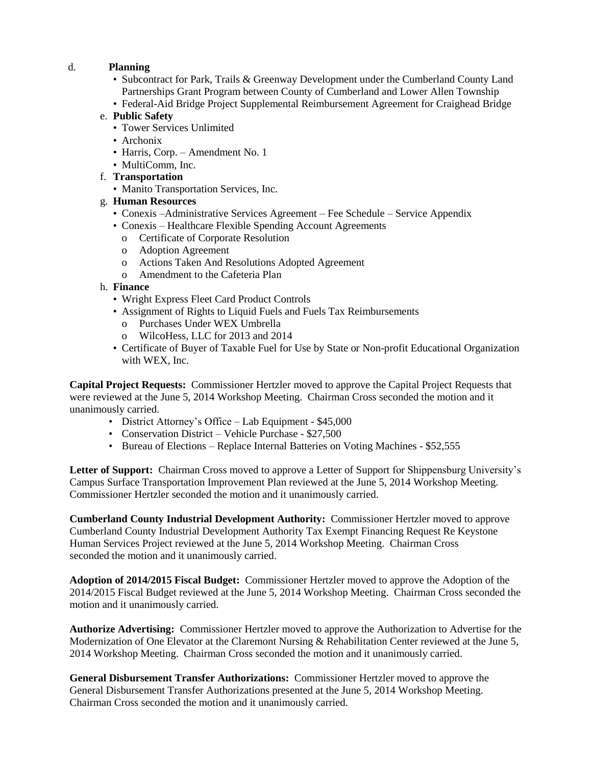d. **Planning**
   - Subcontract for Park, Trails & Greenway Development under the Cumberland County Land Partnerships Grant Program between County of Cumberland and Lower Allen Township
   - Federal-Aid Bridge Project Supplemental Reimbursement Agreement for Craighead Bridge

e. **Public Safety**
   - Tower Services Unlimited
   - Archonix
   - Harris, Corp. – Amendment No. 1
   - MultiComm, Inc.

f. **Transportation**
   - Manito Transportation Services, Inc.

g. **Human Resources**
   - Conexis –Administrative Services Agreement – Fee Schedule – Service Appendix
   - Conexis – Healthcare Flexible Spending Account Agreements
     - Certificate of Corporate Resolution
     - Adoption Agreement
     - Actions Taken And Resolutions Adopted Agreement
     - Amendment to the Cafeteria Plan

h. **Finance**
   - Wright Express Fleet Card Product Controls
   - Assignment of Rights to Liquid Fuels and Fuels Tax Reimbursements
     - Purchases Under WEX Umbrella
     - WilcoHess, LLC for 2013 and 2014
   - Certificate of Buyer of Taxable Fuel for Use by State or Non-profit Educational Organization with WEX, Inc.

**Capital Project Requests:** Commissioner Hertzler moved to approve the Capital Project Requests that were reviewed at the June 5, 2014 Workshop Meeting. Chairman Cross seconded the motion and it unanimously carried.

- District Attorney's Office – Lab Equipment - $45,000
- Conservation District – Vehicle Purchase - $27,500
- Bureau of Elections – Replace Internal Batteries on Voting Machines - $52,555

**Letter of Support:** Chairman Cross moved to approve a Letter of Support for Shippensburg University's Campus Surface Transportation Improvement Plan reviewed at the June 5, 2014 Workshop Meeting. Commissioner Hertzler seconded the motion and it unanimously carried.

**Cumberland County Industrial Development Authority:** Commissioner Hertzler moved to approve Cumberland County Industrial Development Authority Tax Exempt Financing Request Re Keystone Human Services Project reviewed at the June 5, 2014 Workshop Meeting. Chairman Cross seconded the motion and it unanimously carried.

**Adoption of 2014/2015 Fiscal Budget:** Commissioner Hertzler moved to approve the Adoption of the 2014/2015 Fiscal Budget reviewed at the June 5, 2014 Workshop Meeting. Chairman Cross seconded the motion and it unanimously carried.

**Authorize Advertising:** Commissioner Hertzler moved to approve the Authorization to Advertise for the Modernization of One Elevator at the Claremont Nursing & Rehabilitation Center reviewed at the June 5, 2014 Workshop Meeting. Chairman Cross seconded the motion and it unanimously carried.

**General Disbursement Transfer Authorizations:** Commissioner Hertzler moved to approve the General Disbursement Transfer Authorizations presented at the June 5, 2014 Workshop Meeting. Chairman Cross seconded the motion and it unanimously carried.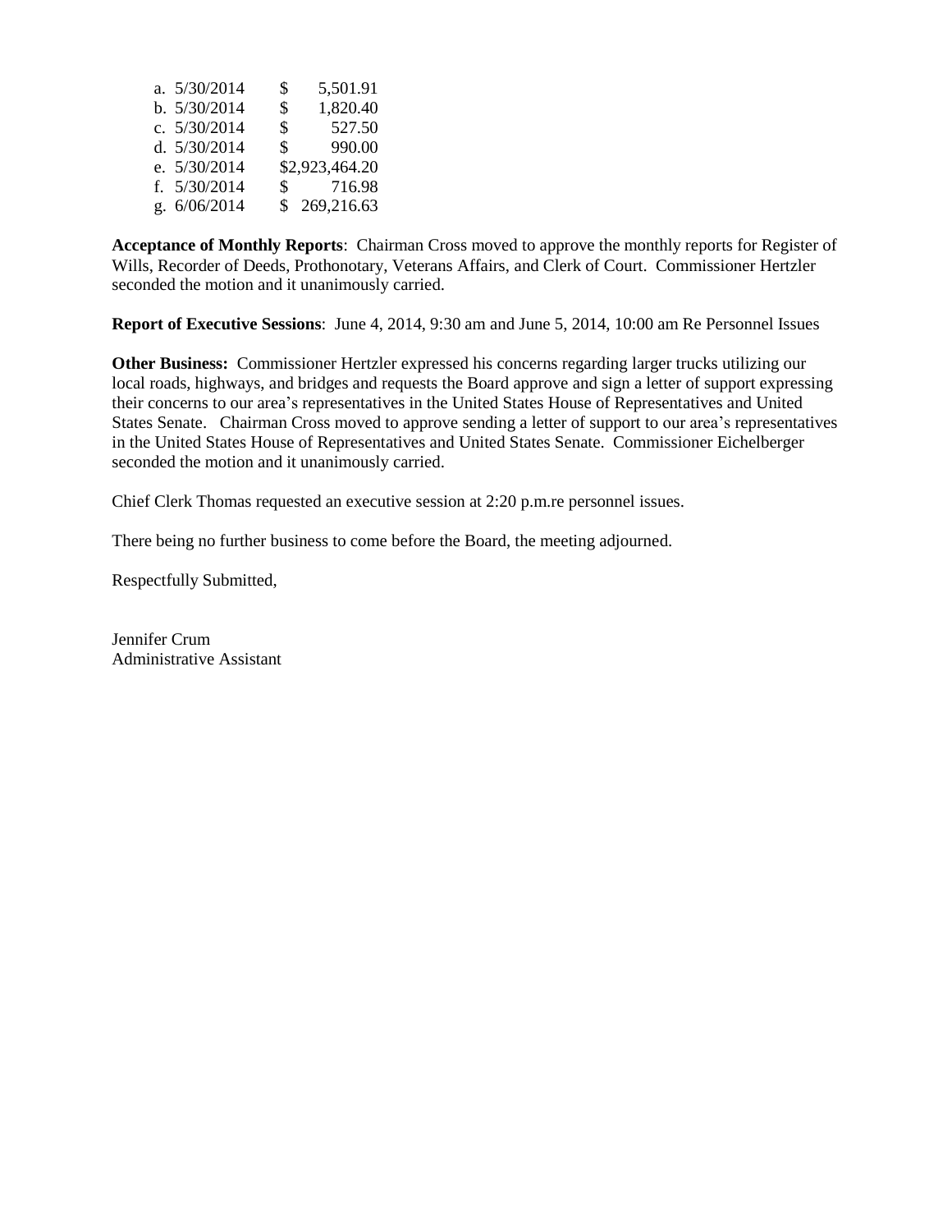a. 5/30/2014 $ 5,501.91
b. 5/30/2014 $ 1,820.40
c. 5/30/2014 $ 527.50
d. 5/30/2014 $ 990.00
e. 5/30/2014 $2,923,464.20
f. 5/30/2014 $ 716.98
g. 6/06/2014 $ 269,216.63

**Acceptance of Monthly Reports**: Chairman Cross moved to approve the monthly reports for Register of Wills, Recorder of Deeds, Prothonotary, Veterans Affairs, and Clerk of Court. Commissioner Hertzler seconded the motion and it unanimously carried.

**Report of Executive Sessions**: June 4, 2014, 9:30 am and June 5, 2014, 10:00 am Re Personnel Issues

**Other Business:** Commissioner Hertzler expressed his concerns regarding larger trucks utilizing our local roads, highways, and bridges and requests the Board approve and sign a letter of support expressing their concerns to our area's representatives in the United States House of Representatives and United States Senate. Chairman Cross moved to approve sending a letter of support to our area's representatives in the United States House of Representatives and United States Senate. Commissioner Eichelberger seconded the motion and it unanimously carried.

Chief Clerk Thomas requested an executive session at 2:20 p.m.re personnel issues.

There being no further business to come before the Board, the meeting adjourned.

Respectfully Submitted,

Jennifer Crum
Administrative Assistant